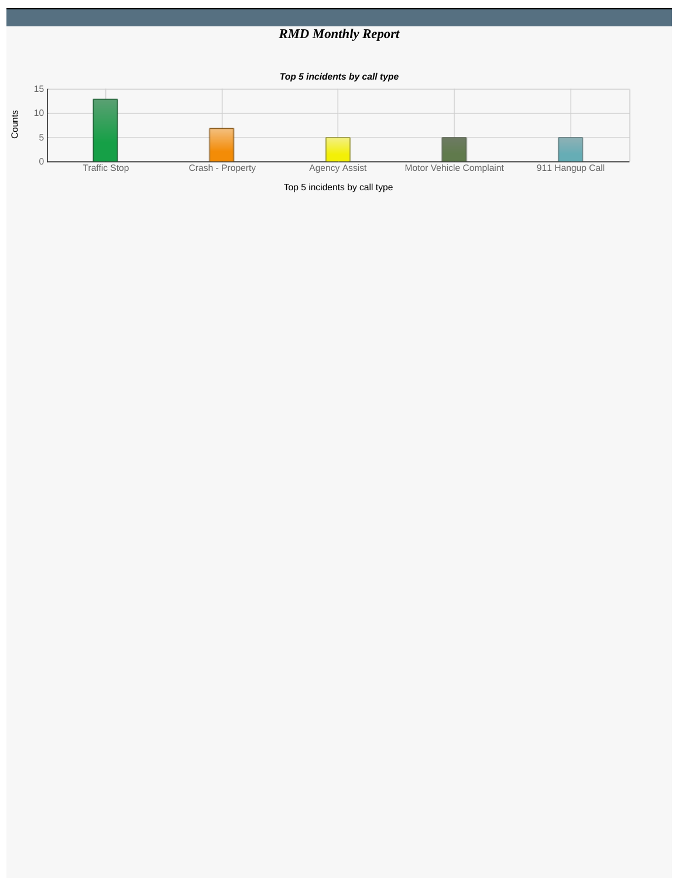# *RMD Monthly Report*

***Top 5 incidents by call type***

| Call Type | Counts |
|---|---|
| Traffic Stop | 13 |
| Crash - Property | 7 |
| Agency Assist | 5 |
| Motor Vehicle Complaint | 5 |
| 911 Hangup Call | 5 |

Top 5 incidents by call type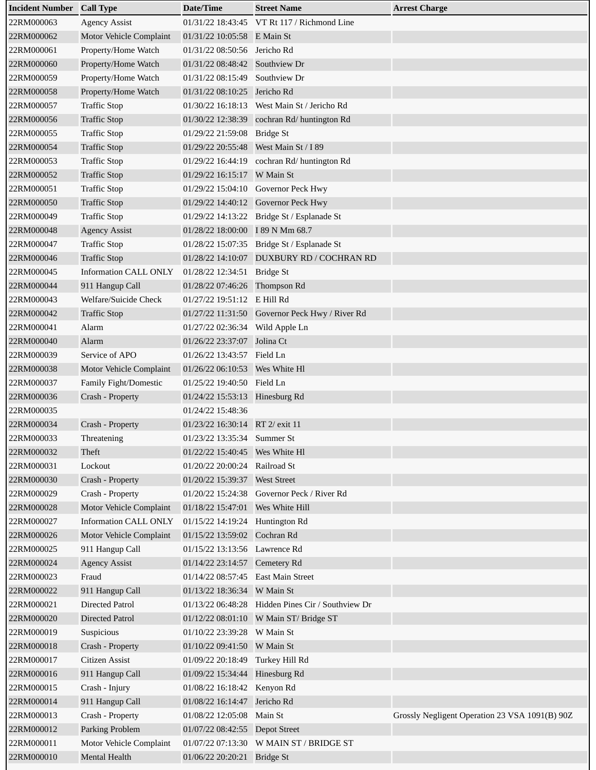| Incident Number | Call Type | Date/Time | Street Name | Arrest Charge |
|---|---|---|---|---|
| 22RM000063 | Agency Assist | 01/31/22 18:43:45 | VT Rt 117 / Richmond Line | |
| 22RM000062 | Motor Vehicle Complaint | 01/31/22 10:05:58 | E Main St | |
| 22RM000061 | Property/Home Watch | 01/31/22 08:50:56 | Jericho Rd | |
| 22RM000060 | Property/Home Watch | 01/31/22 08:48:42 | Southview Dr | |
| 22RM000059 | Property/Home Watch | 01/31/22 08:15:49 | Southview Dr | |
| 22RM000058 | Property/Home Watch | 01/31/22 08:10:25 | Jericho Rd | |
| 22RM000057 | Traffic Stop | 01/30/22 16:18:13 | West Main St / Jericho Rd | |
| 22RM000056 | Traffic Stop | 01/30/22 12:38:39 | cochran Rd/ huntington Rd | |
| 22RM000055 | Traffic Stop | 01/29/22 21:59:08 | Bridge St | |
| 22RM000054 | Traffic Stop | 01/29/22 20:55:48 | West Main St / I 89 | |
| 22RM000053 | Traffic Stop | 01/29/22 16:44:19 | cochran Rd/ huntington Rd | |
| 22RM000052 | Traffic Stop | 01/29/22 16:15:17 | W Main St | |
| 22RM000051 | Traffic Stop | 01/29/22 15:04:10 | Governor Peck Hwy | |
| 22RM000050 | Traffic Stop | 01/29/22 14:40:12 | Governor Peck Hwy | |
| 22RM000049 | Traffic Stop | 01/29/22 14:13:22 | Bridge St / Esplanade St | |
| 22RM000048 | Agency Assist | 01/28/22 18:00:00 | I 89 N Mm 68.7 | |
| 22RM000047 | Traffic Stop | 01/28/22 15:07:35 | Bridge St / Esplanade St | |
| 22RM000046 | Traffic Stop | 01/28/22 14:10:07 | DUXBURY RD / COCHRAN RD | |
| 22RM000045 | Information CALL ONLY | 01/28/22 12:34:51 | Bridge St | |
| 22RM000044 | 911 Hangup Call | 01/28/22 07:46:26 | Thompson Rd | |
| 22RM000043 | Welfare/Suicide Check | 01/27/22 19:51:12 | E Hill Rd | |
| 22RM000042 | Traffic Stop | 01/27/22 11:31:50 | Governor Peck Hwy / River Rd | |
| 22RM000041 | Alarm | 01/27/22 02:36:34 | Wild Apple Ln | |
| 22RM000040 | Alarm | 01/26/22 23:37:07 | Jolina Ct | |
| 22RM000039 | Service of APO | 01/26/22 13:43:57 | Field Ln | |
| 22RM000038 | Motor Vehicle Complaint | 01/26/22 06:10:53 | Wes White Hl | |
| 22RM000037 | Family Fight/Domestic | 01/25/22 19:40:50 | Field Ln | |
| 22RM000036 | Crash - Property | 01/24/22 15:53:13 | Hinesburg Rd | |
| 22RM000035 | | 01/24/22 15:48:36 | | |
| 22RM000034 | Crash - Property | 01/23/22 16:30:14 | RT 2/ exit 11 | |
| 22RM000033 | Threatening | 01/23/22 13:35:34 | Summer St | |
| 22RM000032 | Theft | 01/22/22 15:40:45 | Wes White Hl | |
| 22RM000031 | Lockout | 01/20/22 20:00:24 | Railroad St | |
| 22RM000030 | Crash - Property | 01/20/22 15:39:37 | West Street | |
| 22RM000029 | Crash - Property | 01/20/22 15:24:38 | Governor Peck / River Rd | |
| 22RM000028 | Motor Vehicle Complaint | 01/18/22 15:47:01 | Wes White Hill | |
| 22RM000027 | Information CALL ONLY | 01/15/22 14:19:24 | Huntington Rd | |
| 22RM000026 | Motor Vehicle Complaint | 01/15/22 13:59:02 | Cochran Rd | |
| 22RM000025 | 911 Hangup Call | 01/15/22 13:13:56 | Lawrence Rd | |
| 22RM000024 | Agency Assist | 01/14/22 23:14:57 | Cemetery Rd | |
| 22RM000023 | Fraud | 01/14/22 08:57:45 | East Main Street | |
| 22RM000022 | 911 Hangup Call | 01/13/22 18:36:34 | W Main St | |
| 22RM000021 | Directed Patrol | 01/13/22 06:48:28 | Hidden Pines Cir / Southview Dr | |
| 22RM000020 | Directed Patrol | 01/12/22 08:01:10 | W Main ST/ Bridge ST | |
| 22RM000019 | Suspicious | 01/10/22 23:39:28 | W Main St | |
| 22RM000018 | Crash - Property | 01/10/22 09:41:50 | W Main St | |
| 22RM000017 | Citizen Assist | 01/09/22 20:18:49 | Turkey Hill Rd | |
| 22RM000016 | 911 Hangup Call | 01/09/22 15:34:44 | Hinesburg Rd | |
| 22RM000015 | Crash - Injury | 01/08/22 16:18:42 | Kenyon Rd | |
| 22RM000014 | 911 Hangup Call | 01/08/22 16:14:47 | Jericho Rd | |
| 22RM000013 | Crash - Property | 01/08/22 12:05:08 | Main St | Grossly Negligent Operation 23 VSA 1091(B) 90Z |
| 22RM000012 | Parking Problem | 01/07/22 08:42:55 | Depot Street | |
| 22RM000011 | Motor Vehicle Complaint | 01/07/22 07:13:30 | W MAIN ST / BRIDGE ST | |
| 22RM000010 | Mental Health | 01/06/22 20:20:21 | Bridge St | |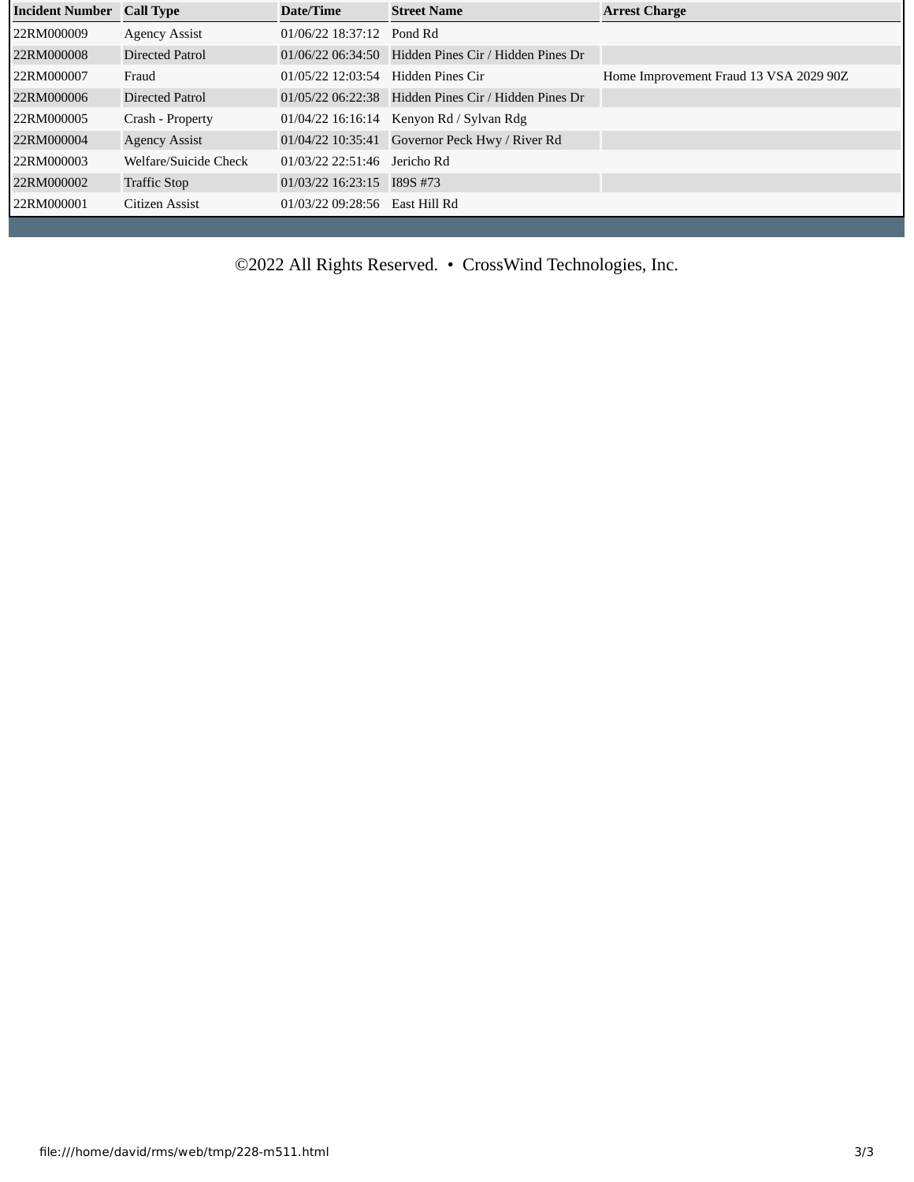| Incident Number | Call Type | Date/Time | Street Name | Arrest Charge |
|---|---|---|---|---|
| 22RM000009 | Agency Assist | 01/06/22 18:37:12 | Pond Rd | |
| 22RM000008 | Directed Patrol | 01/06/22 06:34:50 | Hidden Pines Cir / Hidden Pines Dr | |
| 22RM000007 | Fraud | 01/05/22 12:03:54 | Hidden Pines Cir | Home Improvement Fraud 13 VSA 2029 90Z |
| 22RM000006 | Directed Patrol | 01/05/22 06:22:38 | Hidden Pines Cir / Hidden Pines Dr | |
| 22RM000005 | Crash - Property | 01/04/22 16:16:14 | Kenyon Rd / Sylvan Rdg | |
| 22RM000004 | Agency Assist | 01/04/22 10:35:41 | Governor Peck Hwy / River Rd | |
| 22RM000003 | Welfare/Suicide Check | 01/03/22 22:51:46 | Jericho Rd | |
| 22RM000002 | Traffic Stop | 01/03/22 16:23:15 | I89S #73 | |
| 22RM000001 | Citizen Assist | 01/03/22 09:28:56 | East Hill Rd | |

©2022 All Rights Reserved. • CrossWind Technologies, Inc.